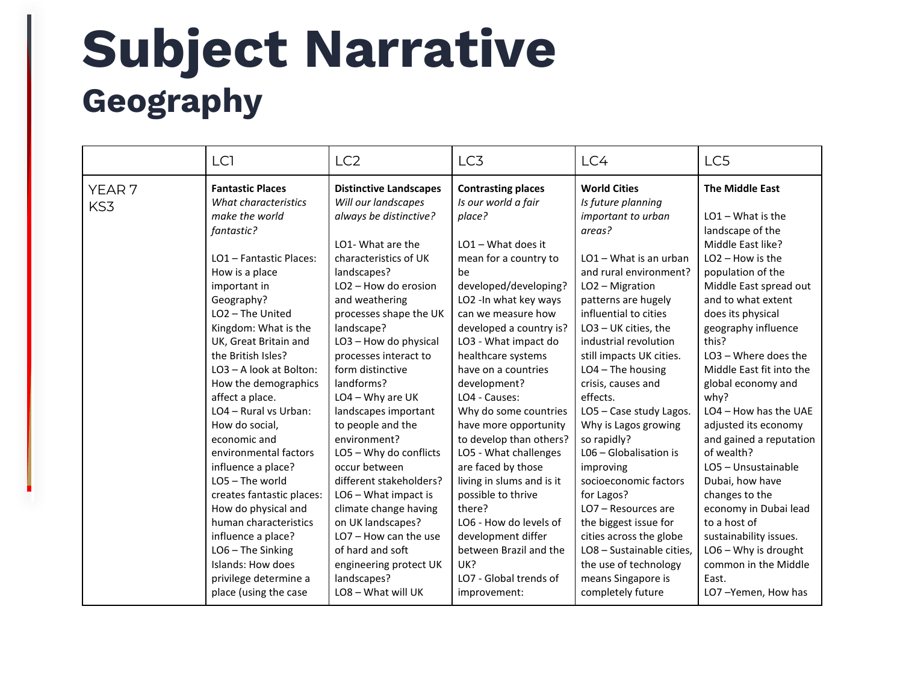# Subject Narrative

## Geography

| | LC1 | LC2 | LC3 | LC4 | LC5 |
|---|---|---|---|---|---|
| YEAR 7<br>KS3 | **Fantastic Places**<br>*What characteristics make the world fantastic?*<br><br>LO1 – Fantastic Places: How is a place important in Geography?<br>LO2 – The United Kingdom: What is the UK, Great Britain and the British Isles?<br>LO3 – A look at Bolton: How the demographics affect a place.<br>LO4 – Rural vs Urban: How do social, economic and environmental factors influence a place?<br>LO5 – The world creates fantastic places: How do physical and human characteristics influence a place?<br>LO6 – The Sinking Islands: How does privilege determine a place (using the case | **Distinctive Landscapes**<br>*Will our landscapes always be distinctive?*<br><br>LO1- What are the characteristics of UK landscapes?<br>LO2 – How do erosion and weathering processes shape the UK landscape?<br>LO3 – How do physical processes interact to form distinctive landforms?<br>LO4 – Why are UK landscapes important to people and the environment?<br>LO5 – Why do conflicts occur between different stakeholders?<br>LO6 – What impact is climate change having on UK landscapes?<br>LO7 – How can the use of hard and soft engineering protect UK landscapes?<br>LO8 – What will UK | **Contrasting places**<br>*Is our world a fair place?*<br><br>LO1 – What does it mean for a country to be developed/developing?<br>LO2 -In what key ways can we measure how developed a country is?<br>LO3 - What impact do healthcare systems have on a countries development?<br>LO4 - Causes: Why do some countries have more opportunity to develop than others?<br>LO5 - What challenges are faced by those living in slums and is it possible to thrive there?<br>LO6 - How do levels of development differ between Brazil and the UK?<br>LO7 - Global trends of improvement: | **World Cities**<br>*Is future planning important to urban areas?*<br><br>LO1 – What is an urban and rural environment?<br>LO2 – Migration patterns are hugely influential to cities<br>LO3 – UK cities, the industrial revolution still impacts UK cities.<br>LO4 – The housing crisis, causes and effects.<br>LO5 – Case study Lagos. Why is Lagos growing so rapidly?<br>L06 – Globalisation is improving socioeconomic factors for Lagos?<br>LO7 – Resources are the biggest issue for cities across the globe<br>LO8 – Sustainable cities, the use of technology means Singapore is completely future | **The Middle East**<br><br>LO1 – What is the landscape of the Middle East like?<br>LO2 – How is the population of the Middle East spread out and to what extent does its physical geography influence this?<br>LO3 – Where does the Middle East fit into the global economy and why?<br>LO4 – How has the UAE adjusted its economy and gained a reputation of wealth?<br>LO5 – Unsustainable Dubai, how have changes to the economy in Dubai lead to a host of sustainability issues.<br>LO6 – Why is drought common in the Middle East.<br>LO7 –Yemen, How has |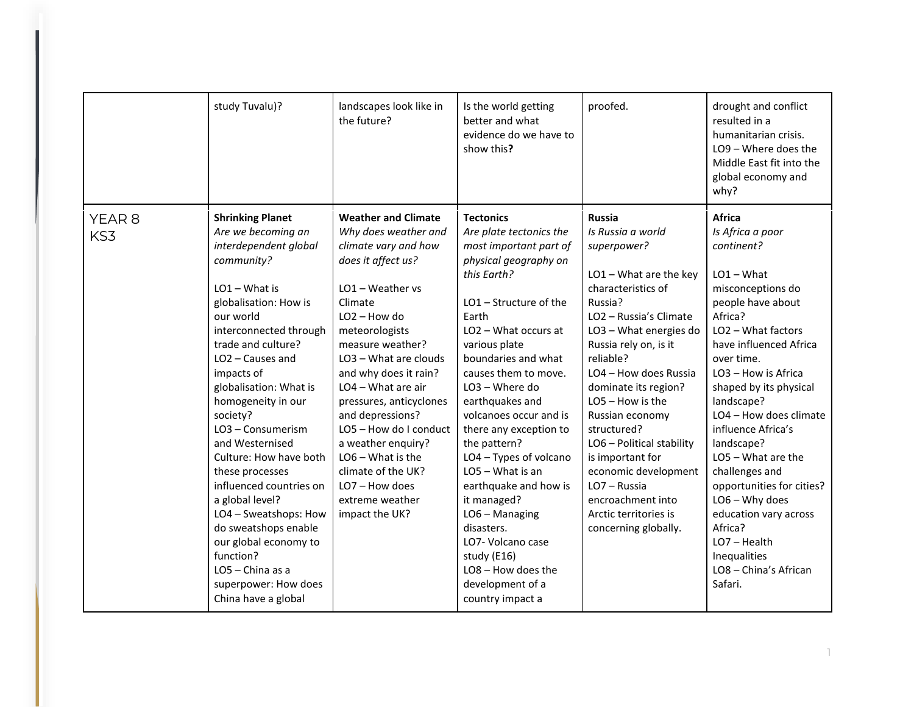| | | | | | |
|---|---|---|---|---|---|
| | study Tuvalu)? | landscapes look like in the future? | Is the world getting better and what evidence do we have to show this**?** | proofed. | drought and conflict resulted in a humanitarian crisis.<br>LO9 – Where does the Middle East fit into the global economy and why? |
| YEAR 8<br>KS3 | **Shrinking Planet**<br>*Are we becoming an interdependent global community?*<br><br>LO1 – What is globalisation: How is our world interconnected through trade and culture?<br>LO2 – Causes and impacts of globalisation: What is homogeneity in our society?<br>LO3 – Consumerism and Westernised Culture: How have both these processes influenced countries on a global level?<br>LO4 – Sweatshops: How do sweatshops enable our global economy to function?<br>LO5 – China as a superpower: How does China have a global | **Weather and Climate**<br>*Why does weather and climate vary and how does it affect us?*<br><br>LO1 – Weather vs Climate<br>LO2 – How do meteorologists measure weather?<br>LO3 – What are clouds and why does it rain?<br>LO4 – What are air pressures, anticyclones and depressions?<br>LO5 – How do I conduct a weather enquiry?<br>LO6 – What is the climate of the UK?<br>LO7 – How does extreme weather impact the UK? | **Tectonics**<br>*Are plate tectonics the most important part of physical geography on this Earth?*<br><br>LO1 – Structure of the Earth<br>LO2 – What occurs at various plate boundaries and what causes them to move.<br>LO3 – Where do earthquakes and volcanoes occur and is there any exception to the pattern?<br>LO4 – Types of volcano<br>LO5 – What is an earthquake and how is it managed?<br>LO6 – Managing disasters.<br>LO7- Volcano case study (E16)<br>LO8 – How does the development of a country impact a | **Russia**<br>*Is Russia a world superpower?*<br><br>LO1 – What are the key characteristics of Russia?<br>LO2 – Russia's Climate<br>LO3 – What energies do Russia rely on, is it reliable?<br>LO4 – How does Russia dominate its region?<br>LO5 – How is the Russian economy structured?<br>LO6 – Political stability is important for economic development<br>LO7 – Russia encroachment into Arctic territories is concerning globally. | **Africa**<br>*Is Africa a poor continent?*<br><br>LO1 – What misconceptions do people have about Africa?<br>LO2 – What factors have influenced Africa over time.<br>LO3 – How is Africa shaped by its physical landscape?<br>LO4 – How does climate influence Africa's landscape?<br>LO5 – What are the challenges and opportunities for cities?<br>LO6 – Why does education vary across Africa?<br>LO7 – Health Inequalities<br>LO8 – China's African Safari. |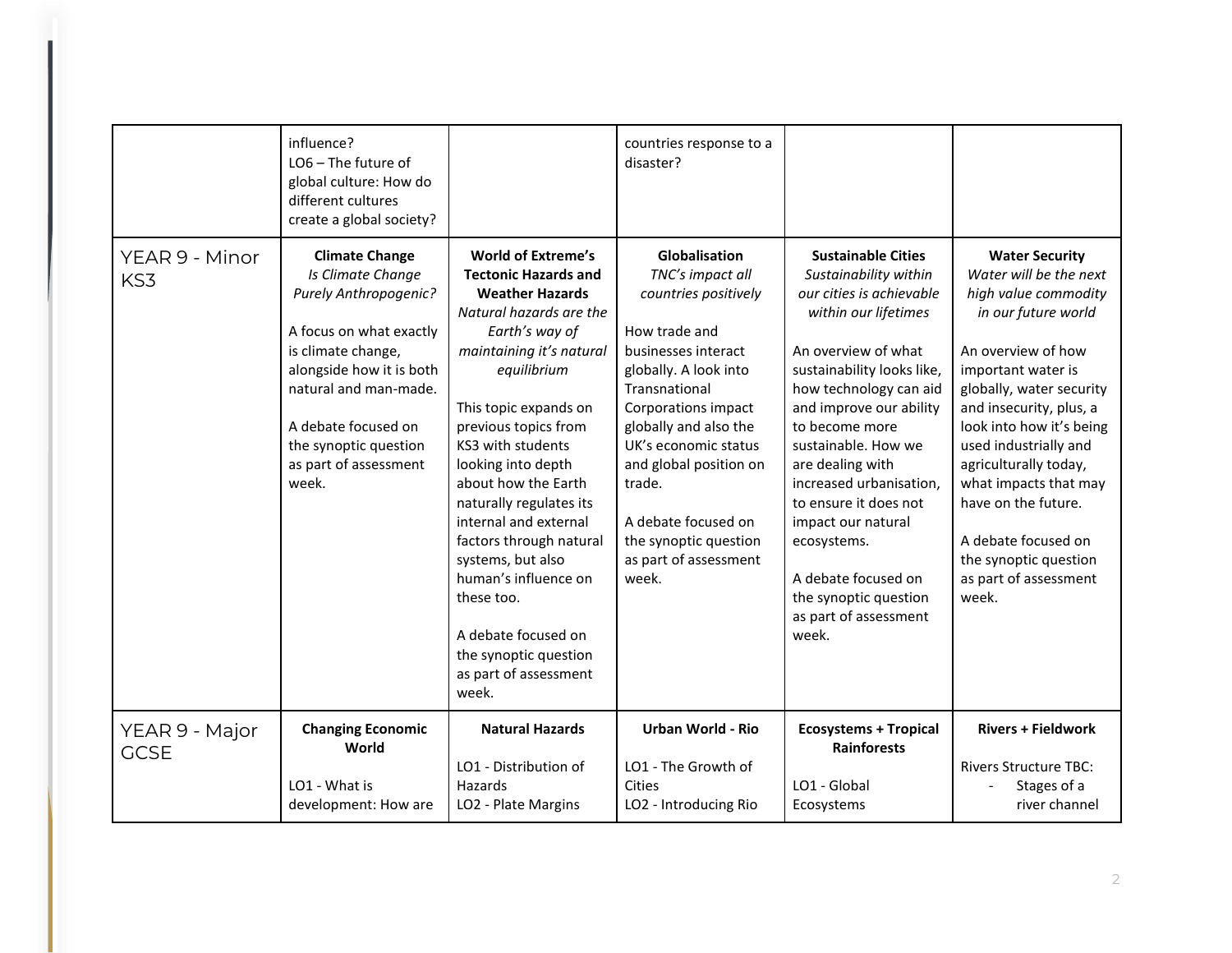| | | | | | |
|---|---|---|---|---|---|
| | influence?<br>LO6 – The future of global culture: How do different cultures create a global society? | | countries response to a disaster? | | |
| YEAR 9 - Minor KS3 | **Climate Change**<br>*Is Climate Change Purely Anthropogenic?*<br><br>A focus on what exactly is climate change, alongside how it is both natural and man-made.<br><br>A debate focused on the synoptic question as part of assessment week. | **World of Extreme's Tectonic Hazards and Weather Hazards**<br>*Natural hazards are the Earth's way of maintaining it's natural equilibrium*<br><br>This topic expands on previous topics from KS3 with students looking into depth about how the Earth naturally regulates its internal and external factors through natural systems, but also human's influence on these too.<br><br>A debate focused on the synoptic question as part of assessment week. | **Globalisation**<br>*TNC's impact all countries positively*<br><br>How trade and businesses interact globally. A look into Transnational Corporations impact globally and also the UK's economic status and global position on trade.<br><br>A debate focused on the synoptic question as part of assessment week. | **Sustainable Cities**<br>*Sustainability within our cities is achievable within our lifetimes*<br><br>An overview of what sustainability looks like, how technology can aid and improve our ability to become more sustainable. How we are dealing with increased urbanisation, to ensure it does not impact our natural ecosystems.<br><br>A debate focused on the synoptic question as part of assessment week. | **Water Security**<br>*Water will be the next high value commodity in our future world*<br><br>An overview of how important water is globally, water security and insecurity, plus, a look into how it's being used industrially and agriculturally today, what impacts that may have on the future.<br><br>A debate focused on the synoptic question as part of assessment week. |
| YEAR 9 - Major GCSE | **Changing Economic World**<br><br>LO1 - What is development: How are | **Natural Hazards**<br><br>LO1 - Distribution of Hazards<br>LO2 - Plate Margins | **Urban World - Rio**<br><br>LO1 - The Growth of Cities<br>LO2 - Introducing Rio | **Ecosystems + Tropical Rainforests**<br><br>LO1 - Global Ecosystems | **Rivers + Fieldwork**<br><br>Rivers Structure TBC:<br>- Stages of a river channel |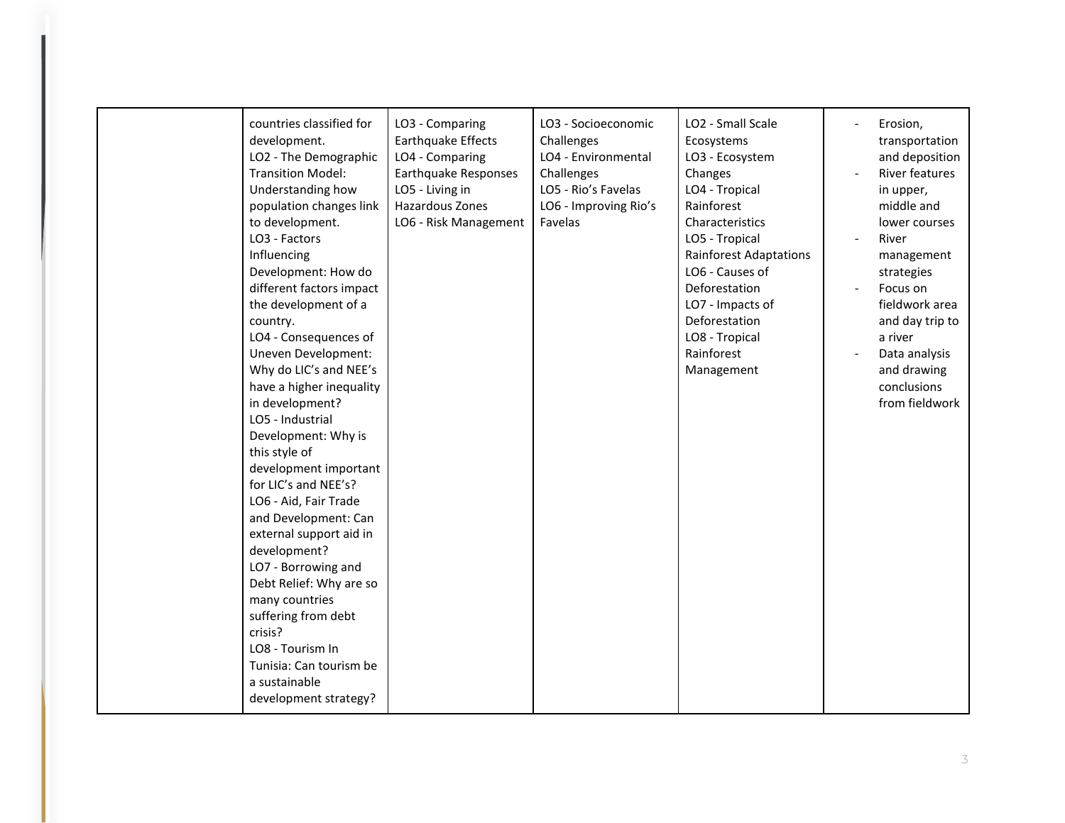| | | | | | |
|---|---|---|---|---|---|
| | countries classified for development.<br>LO2 - The Demographic Transition Model: Understanding how population changes link to development.<br>LO3 - Factors Influencing Development: How do different factors impact the development of a country.<br>LO4 - Consequences of Uneven Development: Why do LIC's and NEE's have a higher inequality in development?<br>LO5 - Industrial Development: Why is this style of development important for LIC's and NEE's?<br>LO6 - Aid, Fair Trade and Development: Can external support aid in development?<br>LO7 - Borrowing and Debt Relief: Why are so many countries suffering from debt crisis?<br>LO8 - Tourism In Tunisia: Can tourism be a sustainable development strategy? | LO3 - Comparing Earthquake Effects<br>LO4 - Comparing Earthquake Responses<br>LO5 - Living in Hazardous Zones<br>LO6 - Risk Management | LO3 - Socioeconomic Challenges<br>LO4 - Environmental Challenges<br>LO5 - Rio's Favelas<br>LO6 - Improving Rio's Favelas | LO2 - Small Scale Ecosystems<br>LO3 - Ecosystem Changes<br>LO4 - Tropical Rainforest Characteristics<br>LO5 - Tropical Rainforest Adaptations<br>LO6 - Causes of Deforestation<br>LO7 - Impacts of Deforestation<br>LO8 - Tropical Rainforest Management | - Erosion, transportation and deposition<br>- River features in upper, middle and lower courses<br>- River management strategies<br>- Focus on fieldwork area and day trip to a river<br>- Data analysis and drawing conclusions from fieldwork |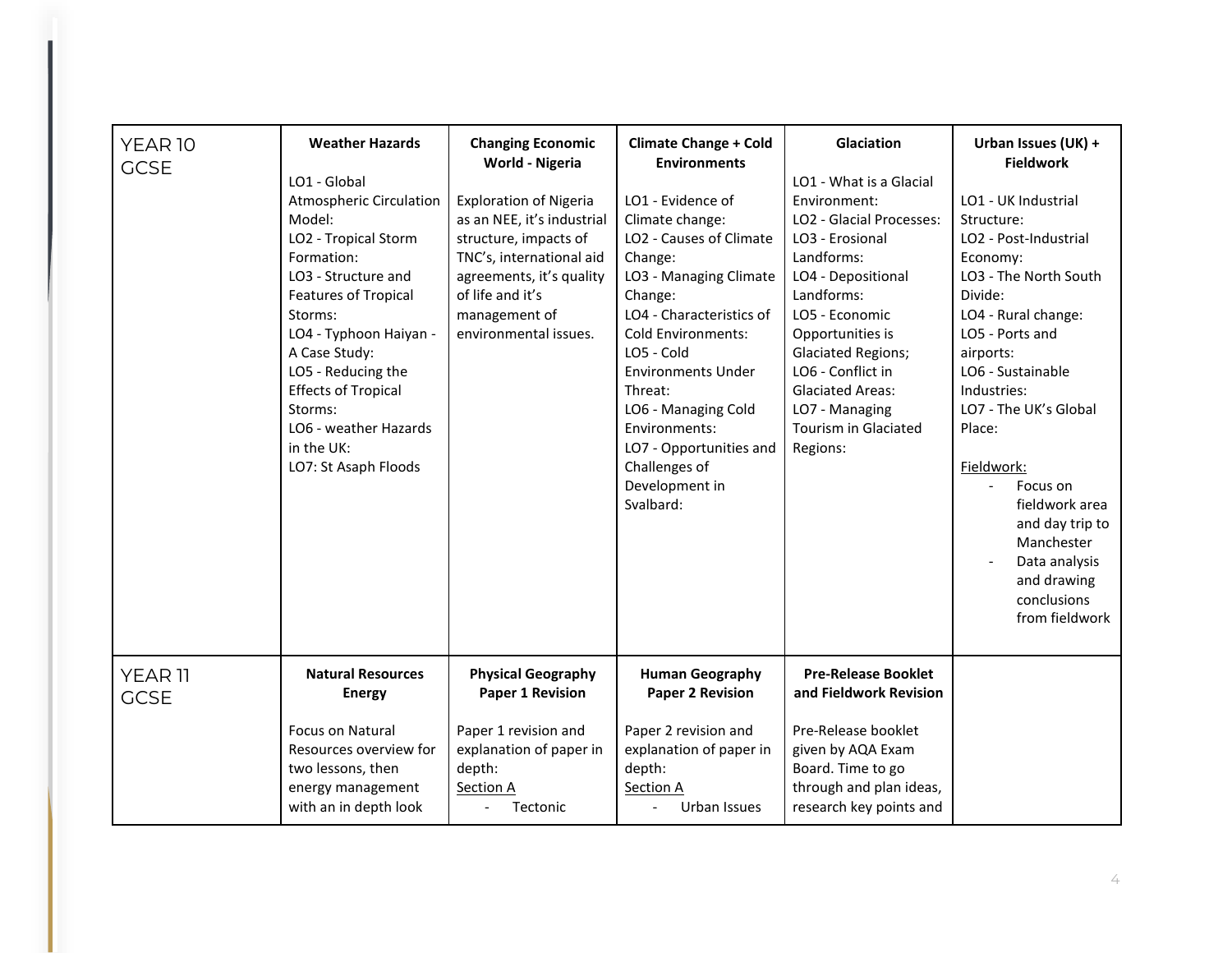| YEAR 10 GCSE | **Weather Hazards** | **Changing Economic World - Nigeria** | **Climate Change + Cold Environments** | **Glaciation** | **Urban Issues (UK) + Fieldwork** |
|---|---|---|---|---|---|
| | LO1 - Global Atmospheric Circulation Model:<br>LO2 - Tropical Storm Formation:<br>LO3 - Structure and Features of Tropical Storms:<br>LO4 - Typhoon Haiyan - A Case Study:<br>LO5 - Reducing the Effects of Tropical Storms:<br>LO6 - weather Hazards in the UK:<br>LO7: St Asaph Floods | Exploration of Nigeria as an NEE, it's industrial structure, impacts of TNC's, international aid agreements, it's quality of life and it's management of environmental issues. | LO1 - Evidence of Climate change:<br>LO2 - Causes of Climate Change:<br>LO3 - Managing Climate Change:<br>LO4 - Characteristics of Cold Environments:<br>LO5 - Cold Environments Under Threat:<br>LO6 - Managing Cold Environments:<br>LO7 - Opportunities and Challenges of Development in Svalbard: | LO1 - What is a Glacial Environment:<br>LO2 - Glacial Processes:<br>LO3 - Erosional Landforms:<br>LO4 - Depositional Landforms:<br>LO5 - Economic Opportunities is Glaciated Regions;<br>LO6 - Conflict in Glaciated Areas:<br>LO7 - Managing Tourism in Glaciated Regions: | LO1 - UK Industrial Structure:<br>LO2 - Post-Industrial Economy:<br>LO3 - The North South Divide:<br>LO4 - Rural change:<br>LO5 - Ports and airports:<br>LO6 - Sustainable Industries:<br>LO7 - The UK's Global Place:<br><br>Fieldwork:<br>- Focus on fieldwork area and day trip to Manchester<br>- Data analysis and drawing conclusions from fieldwork |
| YEAR 11 GCSE | **Natural Resources Energy**<br><br>Focus on Natural Resources overview for two lessons, then energy management with an in depth look | **Physical Geography Paper 1 Revision**<br><br>Paper 1 revision and explanation of paper in depth:<br>Section A<br>- Tectonic | **Human Geography Paper 2 Revision**<br><br>Paper 2 revision and explanation of paper in depth:<br>Section A<br>- Urban Issues | **Pre-Release Booklet and Fieldwork Revision**<br><br>Pre-Release booklet given by AQA Exam Board. Time to go through and plan ideas, research key points and | |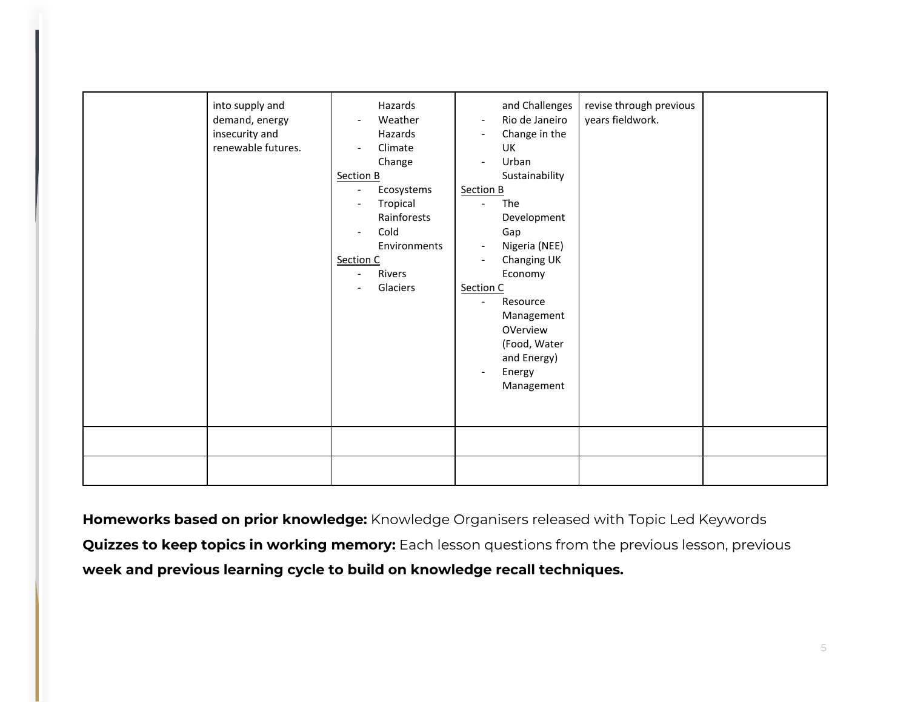|  |  |  |  |  |  |
|---|---|---|---|---|---|
|  | into supply and demand, energy insecurity and renewable futures. | Hazards<br>- Weather Hazards<br>- Climate Change<br>Section B<br>- Ecosystems<br>- Tropical Rainforests<br>- Cold Environments<br>Section C<br>- Rivers<br>- Glaciers | and Challenges<br>- Rio de Janeiro<br>- Change in the UK<br>- Urban Sustainability<br>Section B<br>- The Development Gap<br>- Nigeria (NEE)<br>- Changing UK Economy<br>Section C<br>- Resource Management OVerview (Food, Water and Energy)<br>- Energy Management | revise through previous years fieldwork. |  |
|  |  |  |  |  |  |
|  |  |  |  |  |  |

**Homeworks based on prior knowledge:** Knowledge Organisers released with Topic Led Keywords

**Quizzes to keep topics in working memory:** Each lesson questions from the previous lesson, previous **week and previous learning cycle to build on knowledge recall techniques.**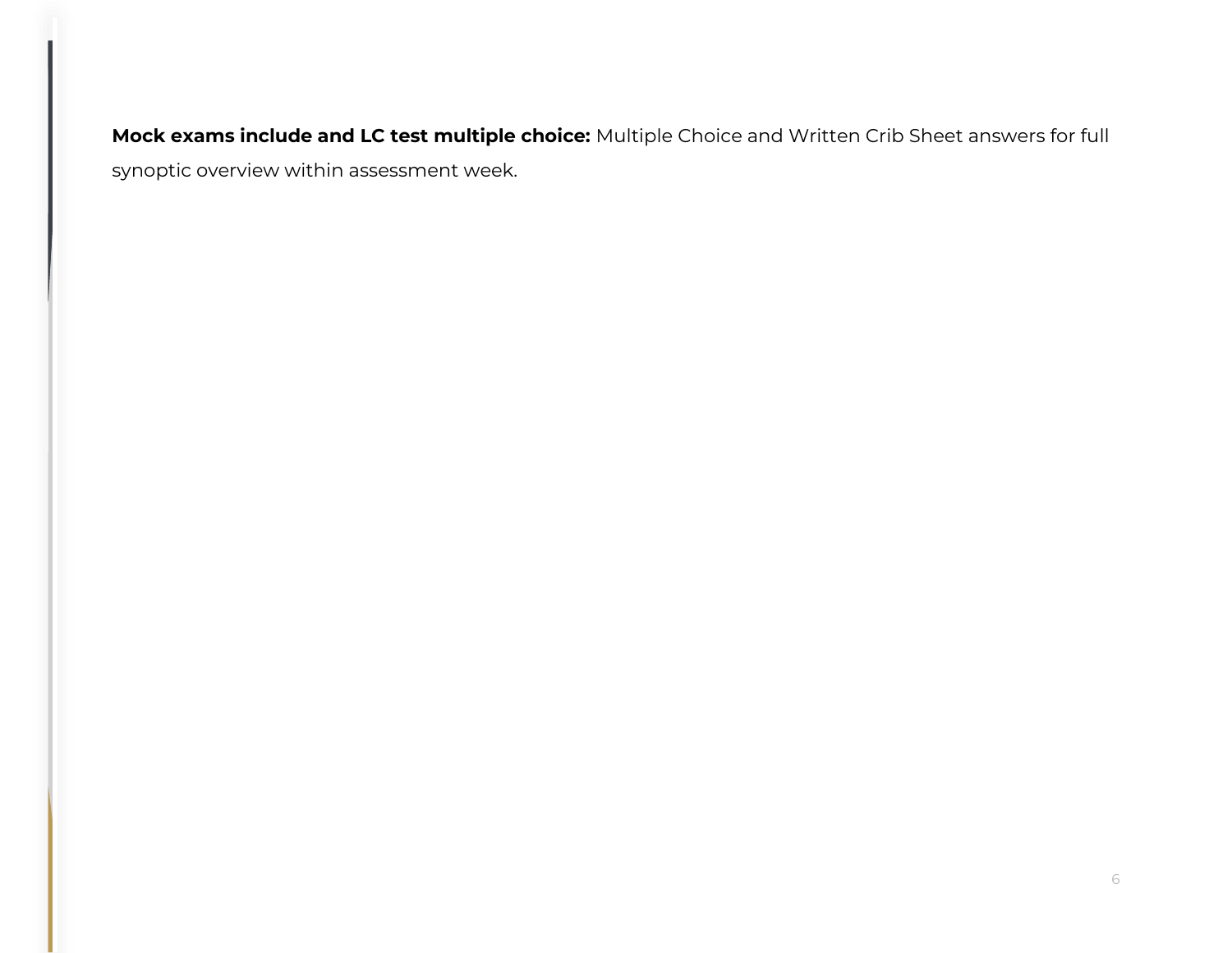**Mock exams include and LC test multiple choice:** Multiple Choice and Written Crib Sheet answers for full synoptic overview within assessment week.